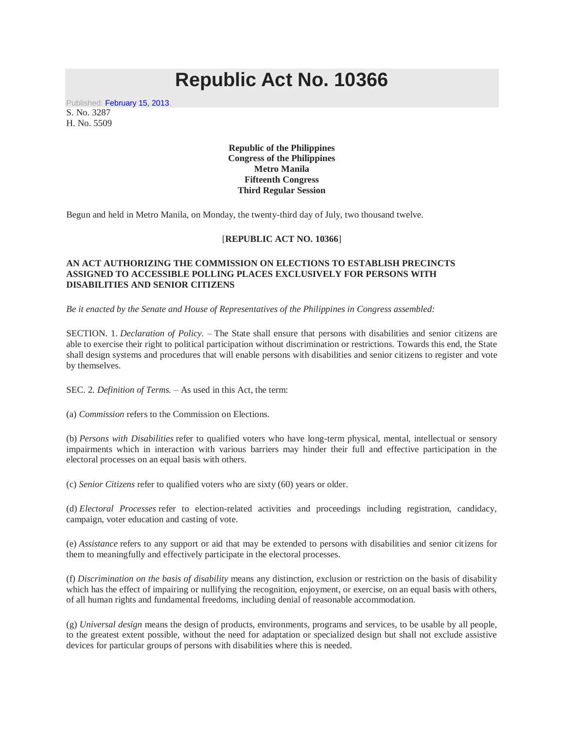# Republic Act No. 10366

Published: February 15, 2013.

S. No. 3287
H. No. 5509

**Republic of the Philippines**
**Congress of the Philippines**
**Metro Manila**
**Fifteenth Congress**
**Third Regular Session**

Begun and held in Metro Manila, on Monday, the twenty-third day of July, two thousand twelve.

[**REPUBLIC ACT NO. 10366**]

**AN ACT AUTHORIZING THE COMMISSION ON ELECTIONS TO ESTABLISH PRECINCTS ASSIGNED TO ACCESSIBLE POLLING PLACES EXCLUSIVELY FOR PERSONS WITH DISABILITIES AND SENIOR CITIZENS**

*Be it enacted by the Senate and House of Representatives of the Philippines in Congress assembled:*

SECTION. 1. *Declaration of Policy.* – The State shall ensure that persons with disabilities and senior citizens are able to exercise their right to political participation without discrimination or restrictions. Towards this end, the State shall design systems and procedures that will enable persons with disabilities and senior citizens to register and vote by themselves.

SEC. 2. *Definition of Terms.* – As used in this Act, the term:

(a) *Commission* refers to the Commission on Elections.

(b) *Persons with Disabilities* refer to qualified voters who have long-term physical, mental, intellectual or sensory impairments which in interaction with various barriers may hinder their full and effective participation in the electoral processes on an equal basis with others.

(c) *Senior Citizens* refer to qualified voters who are sixty (60) years or older.

(d) *Electoral Processes* refer to election-related activities and proceedings including registration, candidacy, campaign, voter education and casting of vote.

(e) *Assistance* refers to any support or aid that may be extended to persons with disabilities and senior citizens for them to meaningfully and effectively participate in the electoral processes.

(f) *Discrimination on the basis of disability* means any distinction, exclusion or restriction on the basis of disability which has the effect of impairing or nullifying the recognition, enjoyment, or exercise, on an equal basis with others, of all human rights and fundamental freedoms, including denial of reasonable accommodation.

(g) *Universal design* means the design of products, environments, programs and services, to be usable by all people, to the greatest extent possible, without the need for adaptation or specialized design but shall not exclude assistive devices for particular groups of persons with disabilities where this is needed.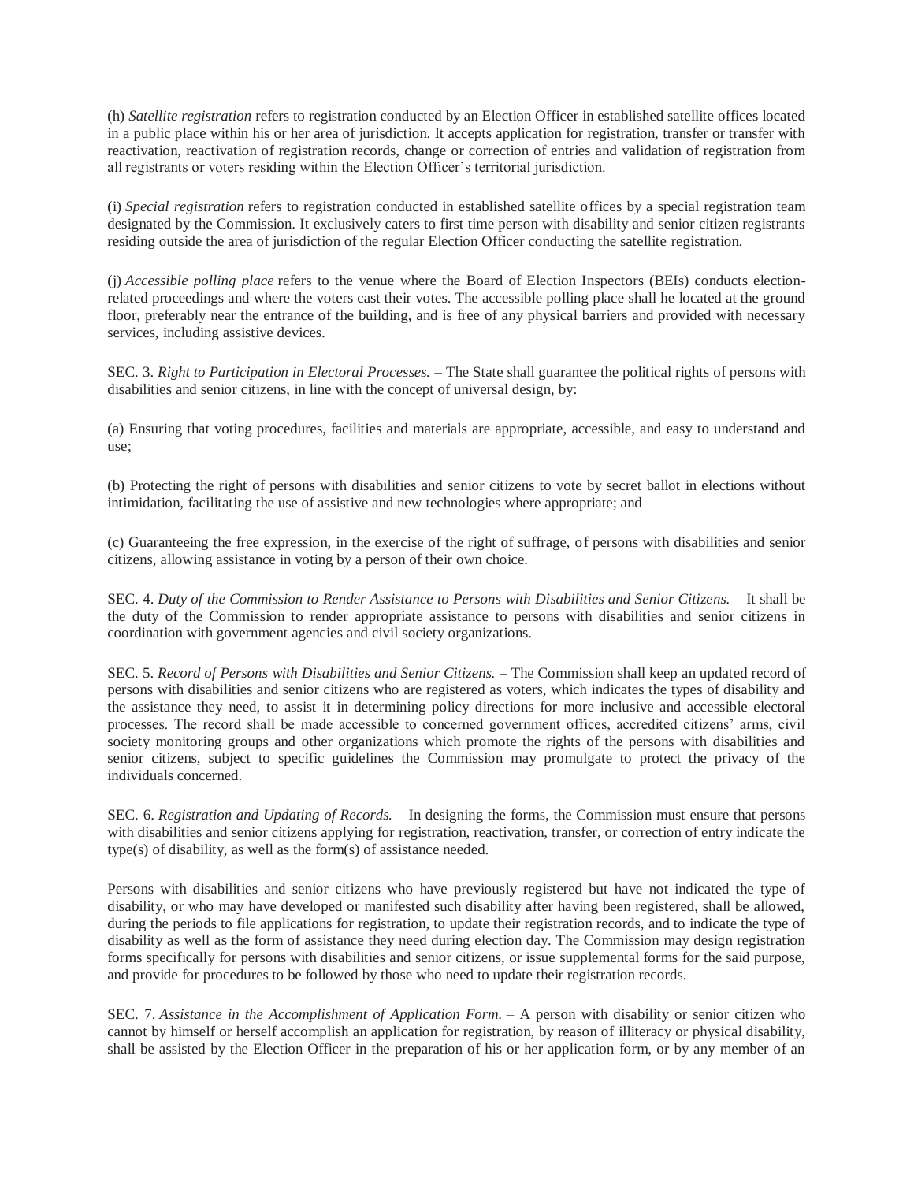(h) *Satellite registration* refers to registration conducted by an Election Officer in established satellite offices located in a public place within his or her area of jurisdiction. It accepts application for registration, transfer or transfer with reactivation, reactivation of registration records, change or correction of entries and validation of registration from all registrants or voters residing within the Election Officer's territorial jurisdiction.

(i) *Special registration* refers to registration conducted in established satellite offices by a special registration team designated by the Commission. It exclusively caters to first time person with disability and senior citizen registrants residing outside the area of jurisdiction of the regular Election Officer conducting the satellite registration.

(j) *Accessible polling place* refers to the venue where the Board of Election Inspectors (BEIs) conducts election-related proceedings and where the voters cast their votes. The accessible polling place shall he located at the ground floor, preferably near the entrance of the building, and is free of any physical barriers and provided with necessary services, including assistive devices.

SEC. 3. *Right to Participation in Electoral Processes.* – The State shall guarantee the political rights of persons with disabilities and senior citizens, in line with the concept of universal design, by:

(a) Ensuring that voting procedures, facilities and materials are appropriate, accessible, and easy to understand and use;

(b) Protecting the right of persons with disabilities and senior citizens to vote by secret ballot in elections without intimidation, facilitating the use of assistive and new technologies where appropriate; and

(c) Guaranteeing the free expression, in the exercise of the right of suffrage, of persons with disabilities and senior citizens, allowing assistance in voting by a person of their own choice.

SEC. 4. *Duty of the Commission to Render Assistance to Persons with Disabilities and Senior Citizens.* – It shall be the duty of the Commission to render appropriate assistance to persons with disabilities and senior citizens in coordination with government agencies and civil society organizations.

SEC. 5. *Record of Persons with Disabilities and Senior Citizens.* – The Commission shall keep an updated record of persons with disabilities and senior citizens who are registered as voters, which indicates the types of disability and the assistance they need, to assist it in determining policy directions for more inclusive and accessible electoral processes. The record shall be made accessible to concerned government offices, accredited citizens' arms, civil society monitoring groups and other organizations which promote the rights of the persons with disabilities and senior citizens, subject to specific guidelines the Commission may promulgate to protect the privacy of the individuals concerned.

SEC. 6. *Registration and Updating of Records.* – In designing the forms, the Commission must ensure that persons with disabilities and senior citizens applying for registration, reactivation, transfer, or correction of entry indicate the type(s) of disability, as well as the form(s) of assistance needed.

Persons with disabilities and senior citizens who have previously registered but have not indicated the type of disability, or who may have developed or manifested such disability after having been registered, shall be allowed, during the periods to file applications for registration, to update their registration records, and to indicate the type of disability as well as the form of assistance they need during election day. The Commission may design registration forms specifically for persons with disabilities and senior citizens, or issue supplemental forms for the said purpose, and provide for procedures to be followed by those who need to update their registration records.

SEC. 7. *Assistance in the Accomplishment of Application Form.* – A person with disability or senior citizen who cannot by himself or herself accomplish an application for registration, by reason of illiteracy or physical disability, shall be assisted by the Election Officer in the preparation of his or her application form, or by any member of an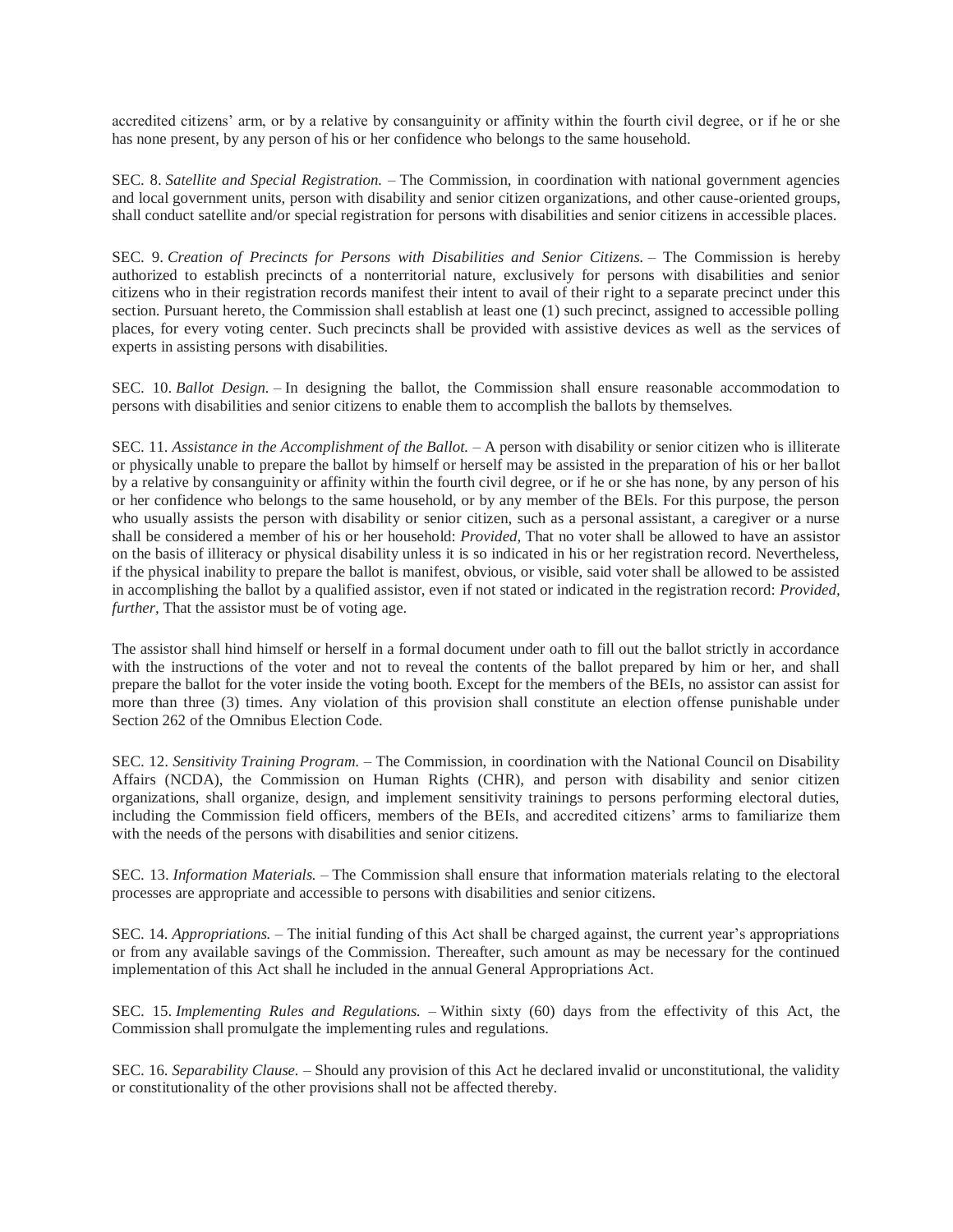accredited citizens' arm, or by a relative by consanguinity or affinity within the fourth civil degree, or if he or she has none present, by any person of his or her confidence who belongs to the same household.

SEC. 8. *Satellite and Special Registration.* – The Commission, in coordination with national government agencies and local government units, person with disability and senior citizen organizations, and other cause-oriented groups, shall conduct satellite and/or special registration for persons with disabilities and senior citizens in accessible places.

SEC. 9. *Creation of Precincts for Persons with Disabilities and Senior Citizens.* – The Commission is hereby authorized to establish precincts of a nonterritorial nature, exclusively for persons with disabilities and senior citizens who in their registration records manifest their intent to avail of their right to a separate precinct under this section. Pursuant hereto, the Commission shall establish at least one (1) such precinct, assigned to accessible polling places, for every voting center. Such precincts shall be provided with assistive devices as well as the services of experts in assisting persons with disabilities.

SEC. 10. *Ballot Design.* – In designing the ballot, the Commission shall ensure reasonable accommodation to persons with disabilities and senior citizens to enable them to accomplish the ballots by themselves.

SEC. 11. *Assistance in the Accomplishment of the Ballot.* – A person with disability or senior citizen who is illiterate or physically unable to prepare the ballot by himself or herself may be assisted in the preparation of his or her ballot by a relative by consanguinity or affinity within the fourth civil degree, or if he or she has none, by any person of his or her confidence who belongs to the same household, or by any member of the BEIs. For this purpose, the person who usually assists the person with disability or senior citizen, such as a personal assistant, a caregiver or a nurse shall be considered a member of his or her household: *Provided,* That no voter shall be allowed to have an assistor on the basis of illiteracy or physical disability unless it is so indicated in his or her registration record. Nevertheless, if the physical inability to prepare the ballot is manifest, obvious, or visible, said voter shall be allowed to be assisted in accomplishing the ballot by a qualified assistor, even if not stated or indicated in the registration record: *Provided, further,* That the assistor must be of voting age.

The assistor shall hind himself or herself in a formal document under oath to fill out the ballot strictly in accordance with the instructions of the voter and not to reveal the contents of the ballot prepared by him or her, and shall prepare the ballot for the voter inside the voting booth. Except for the members of the BEIs, no assistor can assist for more than three (3) times. Any violation of this provision shall constitute an election offense punishable under Section 262 of the Omnibus Election Code.

SEC. 12. *Sensitivity Training Program.* – The Commission, in coordination with the National Council on Disability Affairs (NCDA), the Commission on Human Rights (CHR), and person with disability and senior citizen organizations, shall organize, design, and implement sensitivity trainings to persons performing electoral duties, including the Commission field officers, members of the BEIs, and accredited citizens' arms to familiarize them with the needs of the persons with disabilities and senior citizens.

SEC. 13. *Information Materials.* – The Commission shall ensure that information materials relating to the electoral processes are appropriate and accessible to persons with disabilities and senior citizens.

SEC. 14. *Appropriations.* – The initial funding of this Act shall be charged against, the current year's appropriations or from any available savings of the Commission. Thereafter, such amount as may be necessary for the continued implementation of this Act shall he included in the annual General Appropriations Act.

SEC. 15. *Implementing Rules and Regulations.* – Within sixty (60) days from the effectivity of this Act, the Commission shall promulgate the implementing rules and regulations.

SEC. 16. *Separability Clause.* – Should any provision of this Act he declared invalid or unconstitutional, the validity or constitutionality of the other provisions shall not be affected thereby.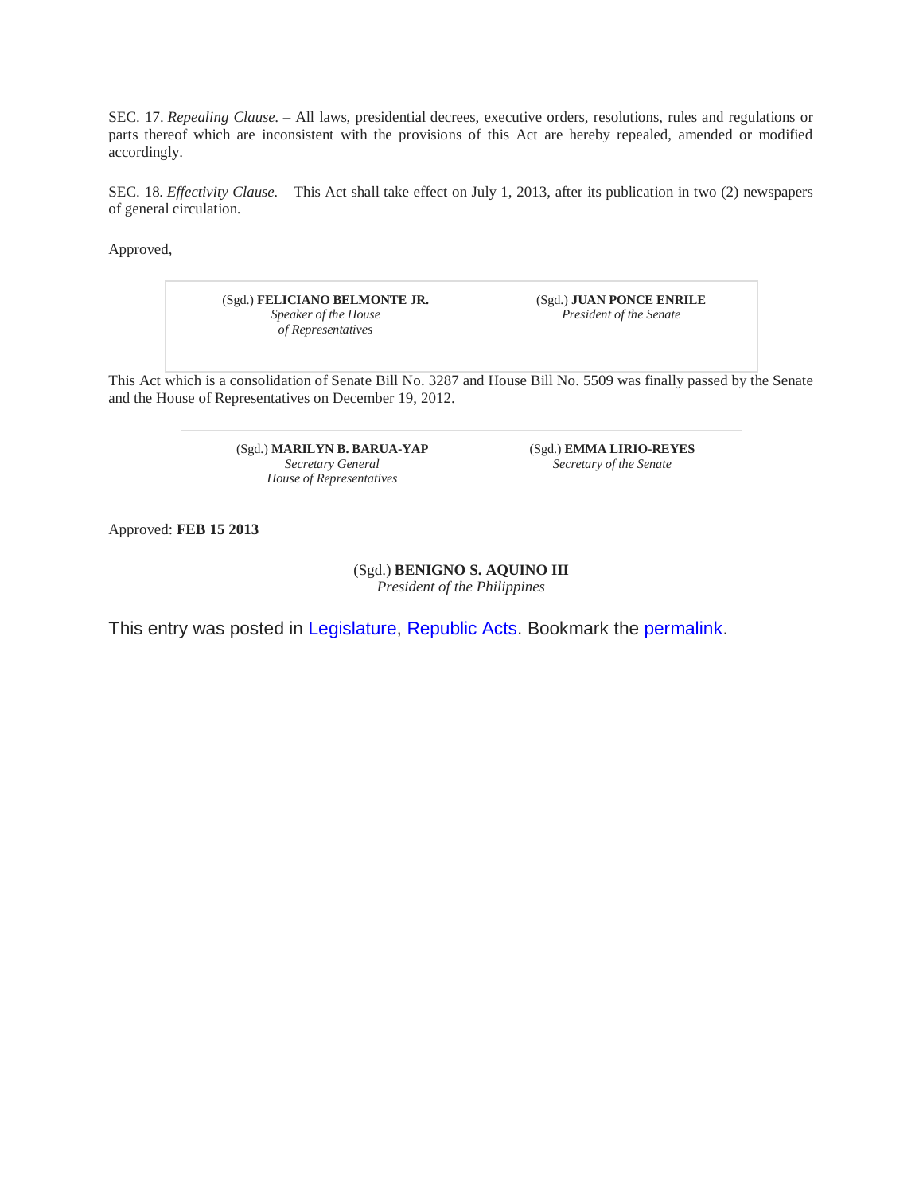SEC. 17. *Repealing Clause.* – All laws, presidential decrees, executive orders, resolutions, rules and regulations or parts thereof which are inconsistent with the provisions of this Act are hereby repealed, amended or modified accordingly.

SEC. 18. *Effectivity Clause.* – This Act shall take effect on July 1, 2013, after its publication in two (2) newspapers of general circulation.

Approved,

| | |
|---|---|
| (Sgd.) **FELICIANO BELMONTE JR.**<br>*Speaker of the House of Representatives* | (Sgd.) **JUAN PONCE ENRILE**<br>*President of the Senate* |

This Act which is a consolidation of Senate Bill No. 3287 and House Bill No. 5509 was finally passed by the Senate and the House of Representatives on December 19, 2012.

| | |
|---|---|
| (Sgd.) **MARILYN B. BARUA-YAP**<br>*Secretary General House of Representatives* | (Sgd.) **EMMA LIRIO-REYES**<br>*Secretary of the Senate* |

Approved: **FEB 15 2013**

(Sgd.) **BENIGNO S. AQUINO III**
*President of the Philippines*

This entry was posted in Legislature, Republic Acts. Bookmark the permalink.